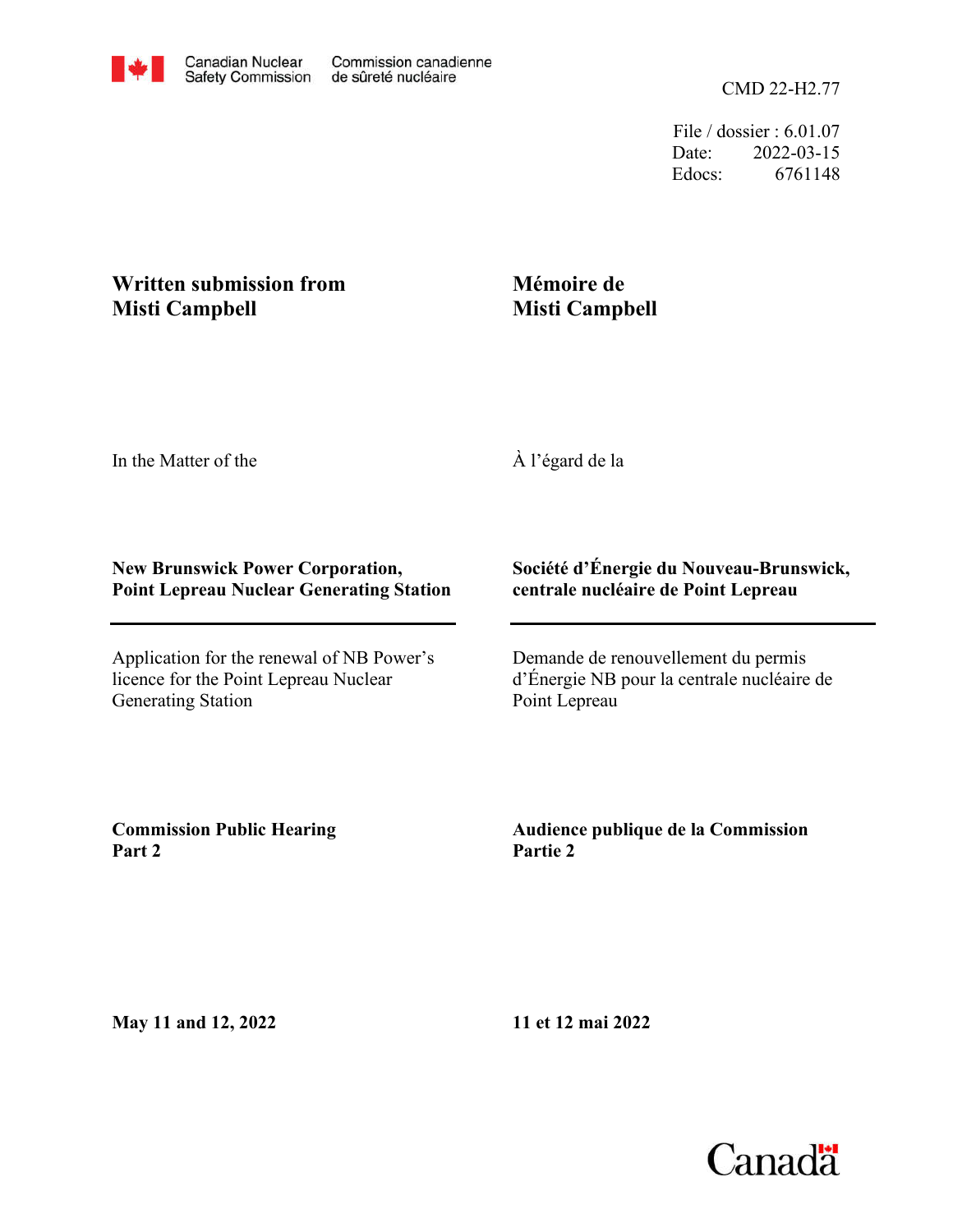Canadian Nuclear Safety Commission / Commission canadienne de sûreté nucléaire

CMD 22-H2.77

File / dossier : 6.01.07
Date: 2022-03-15
Edocs: 6761148

**Written submission from Misti Campbell**

**Mémoire de Misti Campbell**

In the Matter of the

À l'égard de la

**New Brunswick Power Corporation, Point Lepreau Nuclear Generating Station**

**Société d'Énergie du Nouveau-Brunswick, centrale nucléaire de Point Lepreau**

Application for the renewal of NB Power's licence for the Point Lepreau Nuclear Generating Station

Demande de renouvellement du permis d'Énergie NB pour la centrale nucléaire de Point Lepreau

**Commission Public Hearing Part 2**

**Audience publique de la Commission Partie 2**

**May 11 and 12, 2022**

**11 et 12 mai 2022**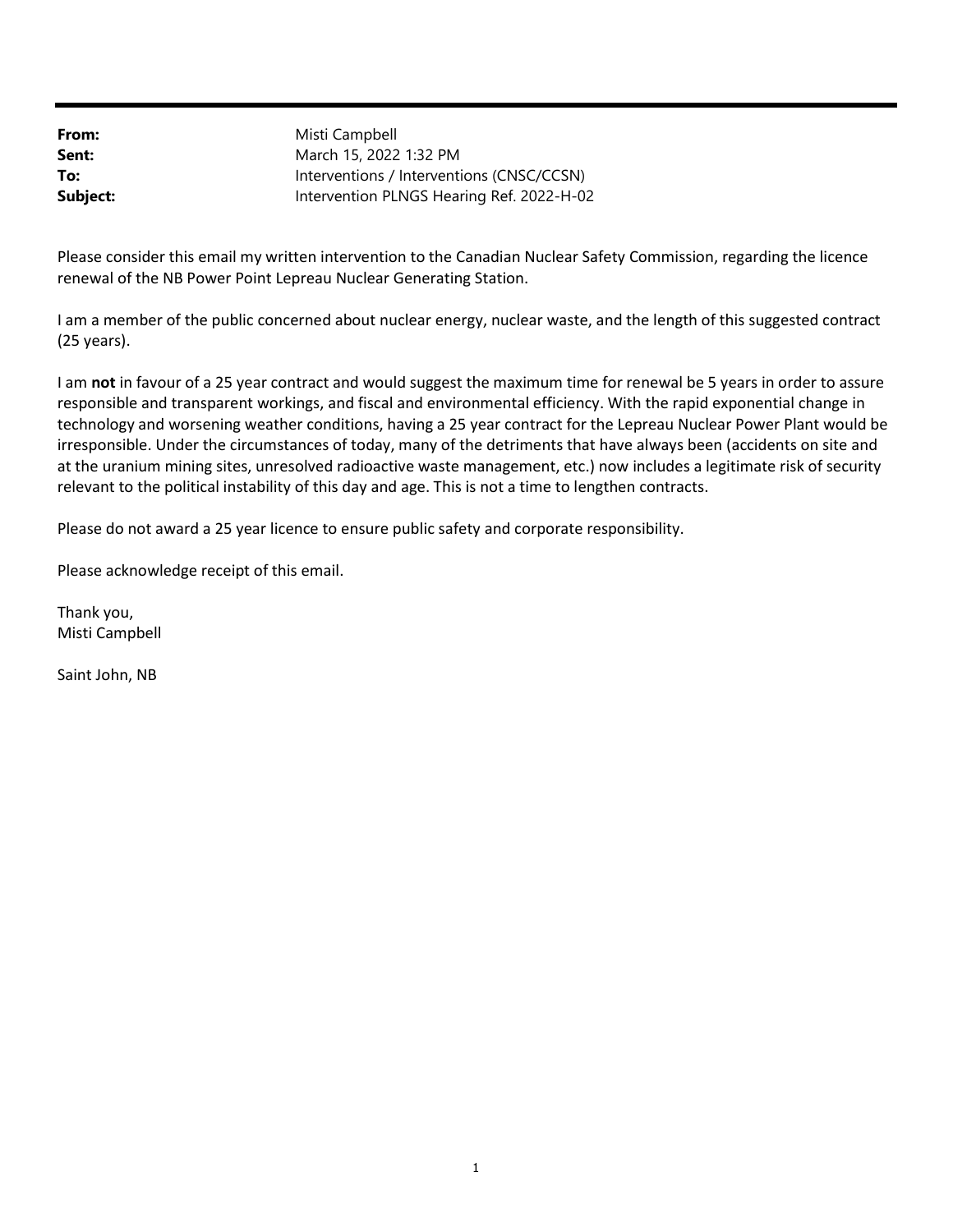**From:** Misti Campbell
**Sent:** March 15, 2022 1:32 PM
**To:** Interventions / Interventions (CNSC/CCSN)
**Subject:** Intervention PLNGS Hearing Ref. 2022-H-02

Please consider this email my written intervention to the Canadian Nuclear Safety Commission, regarding the licence renewal of the NB Power Point Lepreau Nuclear Generating Station.

I am a member of the public concerned about nuclear energy, nuclear waste, and the length of this suggested contract (25 years).

I am **not** in favour of a 25 year contract and would suggest the maximum time for renewal be 5 years in order to assure responsible and transparent workings, and fiscal and environmental efficiency. With the rapid exponential change in technology and worsening weather conditions, having a 25 year contract for the Lepreau Nuclear Power Plant would be irresponsible. Under the circumstances of today, many of the detriments that have always been (accidents on site and at the uranium mining sites, unresolved radioactive waste management, etc.) now includes a legitimate risk of security relevant to the political instability of this day and age. This is not a time to lengthen contracts.

Please do not award a 25 year licence to ensure public safety and corporate responsibility.

Please acknowledge receipt of this email.

Thank you,
Misti Campbell

Saint John, NB